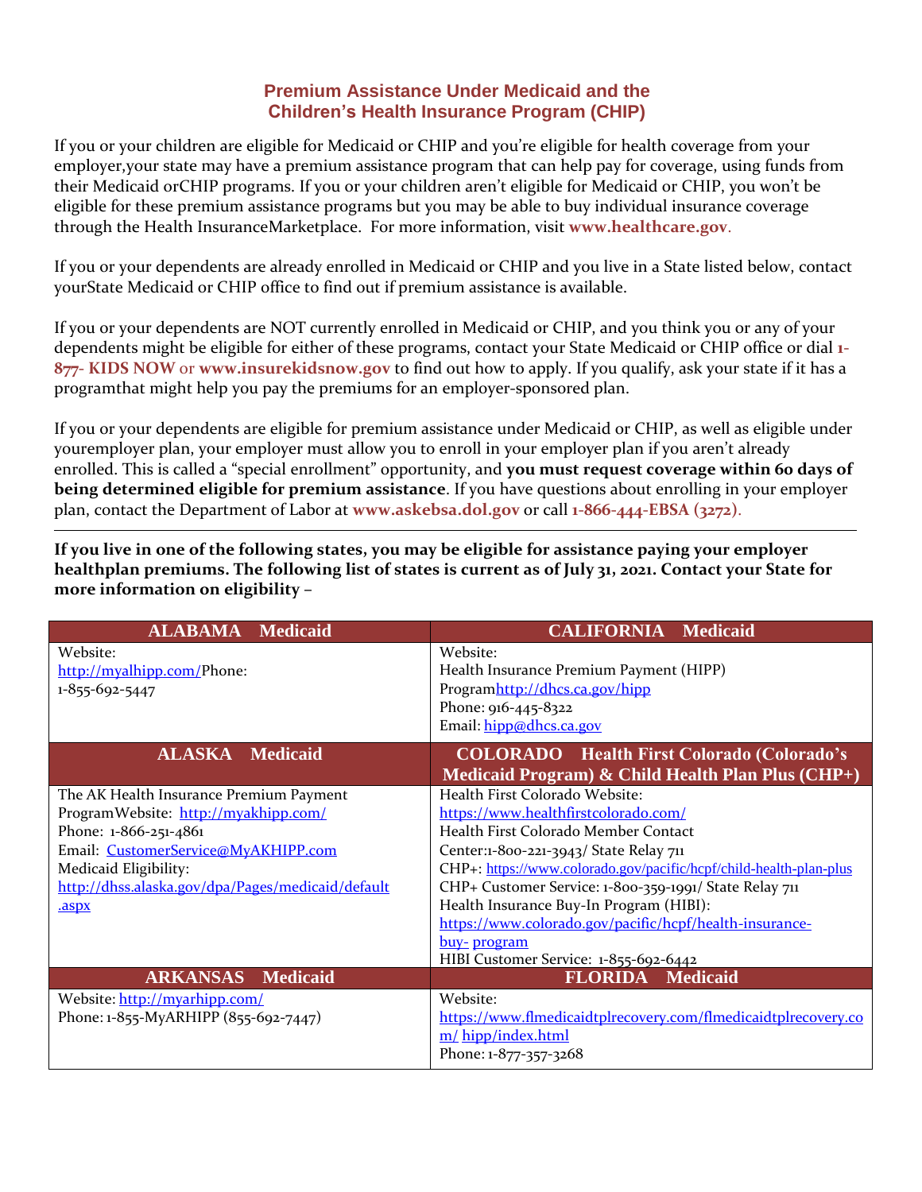## Premium Assistance Under Medicaid and the Children's Health Insurance Program (CHIP)

If you or your children are eligible for Medicaid or CHIP and you're eligible for health coverage from your employer,your state may have a premium assistance program that can help pay for coverage, using funds from their Medicaid orCHIP programs. If you or your children aren't eligible for Medicaid or CHIP, you won't be eligible for these premium assistance programs but you may be able to buy individual insurance coverage through the Health InsuranceMarketplace. For more information, visit **www.healthcare.gov**.

If you or your dependents are already enrolled in Medicaid or CHIP and you live in a State listed below, contact yourState Medicaid or CHIP office to find out if premium assistance is available.

If you or your dependents are NOT currently enrolled in Medicaid or CHIP, and you think you or any of your dependents might be eligible for either of these programs, contact your State Medicaid or CHIP office or dial **1-877- KIDS NOW** or **www.insurekidsnow.gov** to find out how to apply. If you qualify, ask your state if it has a programthat might help you pay the premiums for an employer-sponsored plan.

If you or your dependents are eligible for premium assistance under Medicaid or CHIP, as well as eligible under youremployer plan, your employer must allow you to enroll in your employer plan if you aren't already enrolled. This is called a "special enrollment" opportunity, and **you must request coverage within 60 days of being determined eligible for premium assistance**. If you have questions about enrolling in your employer plan, contact the Department of Labor at **www.askebsa.dol.gov** or call **1-866-444-EBSA (3272)**.

---

**If you live in one of the following states, you may be eligible for assistance paying your employer healthplan premiums. The following list of states is current as of July 31, 2021. Contact your State for more information on eligibility –**

| ALABAMA Medicaid | CALIFORNIA Medicaid |
|---|---|
| Website: http://myalhipp.com/Phone: 1-855-692-5447 | Website: Health Insurance Premium Payment (HIPP) Programhttp://dhcs.ca.gov/hipp Phone: 916-445-8322 Email: hipp@dhcs.ca.gov |
| **ALASKA Medicaid** | **COLORADO Health First Colorado (Colorado's Medicaid Program) & Child Health Plan Plus (CHP+)** |
| The AK Health Insurance Premium Payment ProgramWebsite: http://myakhipp.com/ Phone: 1-866-251-4861 Email: CustomerService@MyAKHIPP.com Medicaid Eligibility: http://dhss.alaska.gov/dpa/Pages/medicaid/default.aspx | Health First Colorado Website: https://www.healthfirstcolorado.com/ Health First Colorado Member Contact Center:1-800-221-3943/ State Relay 711 CHP+: https://www.colorado.gov/pacific/hcpf/child-health-plan-plus CHP+ Customer Service: 1-800-359-1991/ State Relay 711 Health Insurance Buy-In Program (HIBI): https://www.colorado.gov/pacific/hcpf/health-insurance-buy- program HIBI Customer Service: 1-855-692-6442 |
| **ARKANSAS Medicaid** | **FLORIDA Medicaid** |
| Website: http://myarhipp.com/ Phone: 1-855-MyARHIPP (855-692-7447) | Website: https://www.flmedicaidtplrecovery.com/flmedicaidtplrecovery.com/ hipp/index.html Phone: 1-877-357-3268 |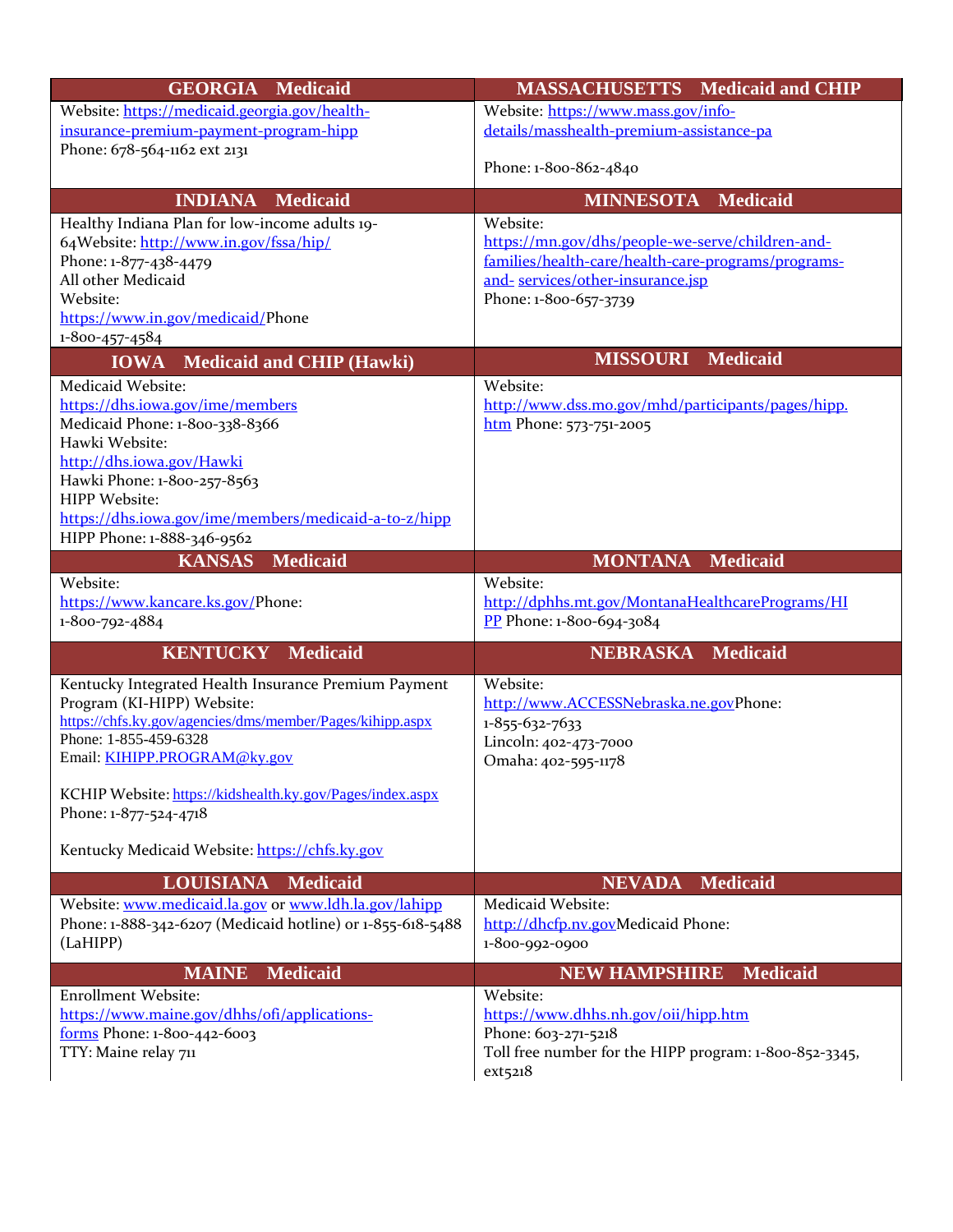| GEORGIA Medicaid | MASSACHUSETTS Medicaid and CHIP |
|---|---|
| Website: https://medicaid.georgia.gov/health-insurance-premium-payment-program-hipp<br>Phone: 678-564-1162 ext 2131 | Website: https://www.mass.gov/info-details/masshealth-premium-assistance-pa<br><br>Phone: 1-800-862-4840 |
| **INDIANA Medicaid** | **MINNESOTA Medicaid** |
| Healthy Indiana Plan for low-income adults 19-64Website: http://www.in.gov/fssa/hip/<br>Phone: 1-877-438-4479<br>All other Medicaid<br>Website:<br>https://www.in.gov/medicaid/Phone<br>1-800-457-4584 | Website:<br>https://mn.gov/dhs/people-we-serve/children-and-families/health-care/health-care-programs/programs-and- services/other-insurance.jsp<br>Phone: 1-800-657-3739 |
| **IOWA Medicaid and CHIP (Hawki)** | **MISSOURI Medicaid** |
| Medicaid Website:<br>https://dhs.iowa.gov/ime/members<br>Medicaid Phone: 1-800-338-8366<br>Hawki Website:<br>http://dhs.iowa.gov/Hawki<br>Hawki Phone: 1-800-257-8563<br>HIPP Website:<br>https://dhs.iowa.gov/ime/members/medicaid-a-to-z/hipp<br>HIPP Phone: 1-888-346-9562 | Website:<br>http://www.dss.mo.gov/mhd/participants/pages/hipp.htm Phone: 573-751-2005 |
| **KANSAS Medicaid** | **MONTANA Medicaid** |
| Website:<br>https://www.kancare.ks.gov/Phone:<br>1-800-792-4884 | Website:<br>http://dphhs.mt.gov/MontanaHealthcarePrograms/HIPP Phone: 1-800-694-3084 |
| **KENTUCKY Medicaid** | **NEBRASKA Medicaid** |
| Kentucky Integrated Health Insurance Premium Payment Program (KI-HIPP) Website:<br>https://chfs.ky.gov/agencies/dms/member/Pages/kihipp.aspx<br>Phone: 1-855-459-6328<br>Email: KIHIPP.PROGRAM@ky.gov<br><br>KCHIP Website: https://kidshealth.ky.gov/Pages/index.aspx<br>Phone: 1-877-524-4718<br><br>Kentucky Medicaid Website: https://chfs.ky.gov | Website:<br>http://www.ACCESSNebraska.ne.govPhone:<br>1-855-632-7633<br>Lincoln: 402-473-7000<br>Omaha: 402-595-1178 |
| **LOUISIANA Medicaid** | **NEVADA Medicaid** |
| Website: www.medicaid.la.gov or www.ldh.la.gov/lahipp<br>Phone: 1-888-342-6207 (Medicaid hotline) or 1-855-618-5488 (LaHIPP) | Medicaid Website:<br>http://dhcfp.nv.govMedicaid Phone:<br>1-800-992-0900 |
| **MAINE Medicaid** | **NEW HAMPSHIRE Medicaid** |
| Enrollment Website:<br>https://www.maine.gov/dhhs/ofi/applications-forms Phone: 1-800-442-6003<br>TTY: Maine relay 711 | Website:<br>https://www.dhhs.nh.gov/oii/hipp.htm<br>Phone: 603-271-5218<br>Toll free number for the HIPP program: 1-800-852-3345, ext5218 |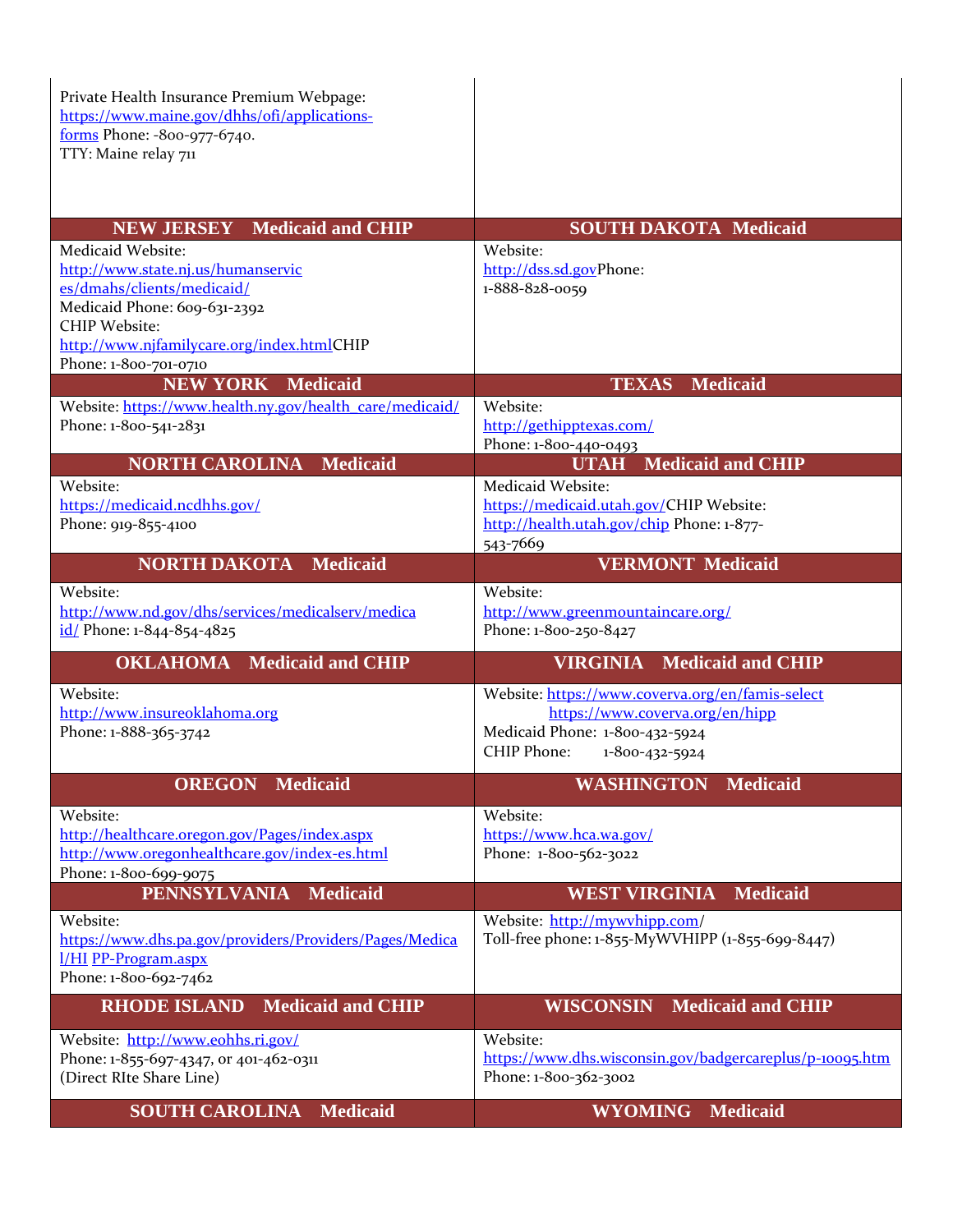| | |
|---|---|
| Private Health Insurance Premium Webpage: https://www.maine.gov/dhhs/ofi/applications-forms Phone: -800-977-6740. TTY: Maine relay 711 | |
| **NEW JERSEY Medicaid and CHIP** | **SOUTH DAKOTA Medicaid** |
| Medicaid Website: http://www.state.nj.us/humanservices/dmahs/clients/medicaid/ Medicaid Phone: 609-631-2392 CHIP Website: http://www.njfamilycare.org/index.html CHIP Phone: 1-800-701-0710 | Website: http://dss.sd.gov Phone: 1-888-828-0059 |
| **NEW YORK Medicaid** | **TEXAS Medicaid** |
| Website: https://www.health.ny.gov/health_care/medicaid/ Phone: 1-800-541-2831 | Website: http://gethipptexas.com/ Phone: 1-800-440-0493 |
| **NORTH CAROLINA Medicaid** | **UTAH Medicaid and CHIP** |
| Website: https://medicaid.ncdhhs.gov/ Phone: 919-855-4100 | Medicaid Website: https://medicaid.utah.gov/ CHIP Website: http://health.utah.gov/chip Phone: 1-877-543-7669 |
| **NORTH DAKOTA Medicaid** | **VERMONT Medicaid** |
| Website: http://www.nd.gov/dhs/services/medicalserv/medicaid/ Phone: 1-844-854-4825 | Website: http://www.greenmountaincare.org/ Phone: 1-800-250-8427 |
| **OKLAHOMA Medicaid and CHIP** | **VIRGINIA Medicaid and CHIP** |
| Website: http://www.insureoklahoma.org Phone: 1-888-365-3742 | Website: https://www.coverva.org/en/famis-select https://www.coverva.org/en/hipp Medicaid Phone: 1-800-432-5924 CHIP Phone: 1-800-432-5924 |
| **OREGON Medicaid** | **WASHINGTON Medicaid** |
| Website: http://healthcare.oregon.gov/Pages/index.aspx http://www.oregonhealthcare.gov/index-es.html Phone: 1-800-699-9075 | Website: https://www.hca.wa.gov/ Phone: 1-800-562-3022 |
| **PENNSYLVANIA Medicaid** | **WEST VIRGINIA Medicaid** |
| Website: https://www.dhs.pa.gov/providers/Providers/Pages/Medical/HIPP-Program.aspx Phone: 1-800-692-7462 | Website: http://mywvhipp.com/ Toll-free phone: 1-855-MyWVHIPP (1-855-699-8447) |
| **RHODE ISLAND Medicaid and CHIP** | **WISCONSIN Medicaid and CHIP** |
| Website: http://www.eohhs.ri.gov/ Phone: 1-855-697-4347, or 401-462-0311 (Direct RIte Share Line) | Website: https://www.dhs.wisconsin.gov/badgercareplus/p-10095.htm Phone: 1-800-362-3002 |
| **SOUTH CAROLINA Medicaid** | **WYOMING Medicaid** |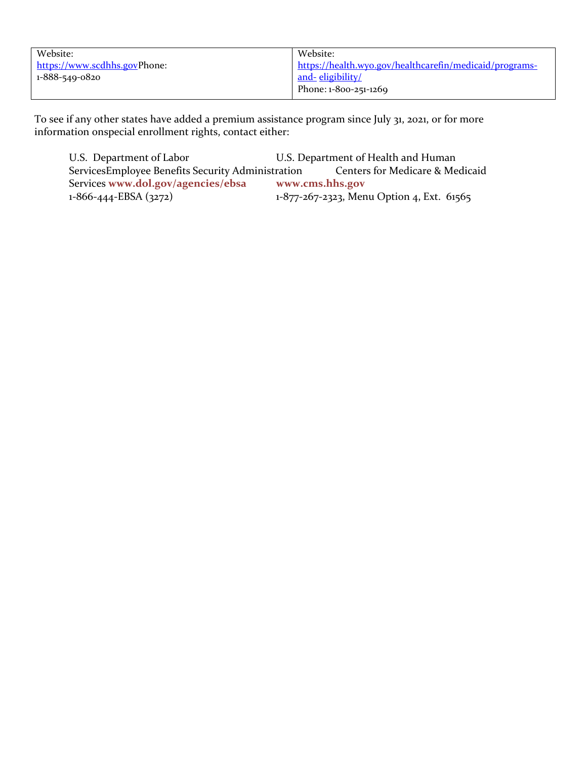| Website: https://www.scdhhs.govPhone: 1-888-549-0820 | Website: https://health.wyo.gov/healthcarefin/medicaid/programs-and- eligibility/ Phone: 1-800-251-1269 |
|---|---|

To see if any other states have added a premium assistance program since July 31, 2021, or for more information onspecial enrollment rights, contact either:

U.S. Department of Labor
Employee Benefits Security Administration
**www.dol.gov/agencies/ebsa**
1-866-444-EBSA (3272)

U.S. Department of Health and Human Services
Centers for Medicare & Medicaid Services
**www.cms.hhs.gov**
1-877-267-2323, Menu Option 4, Ext. 61565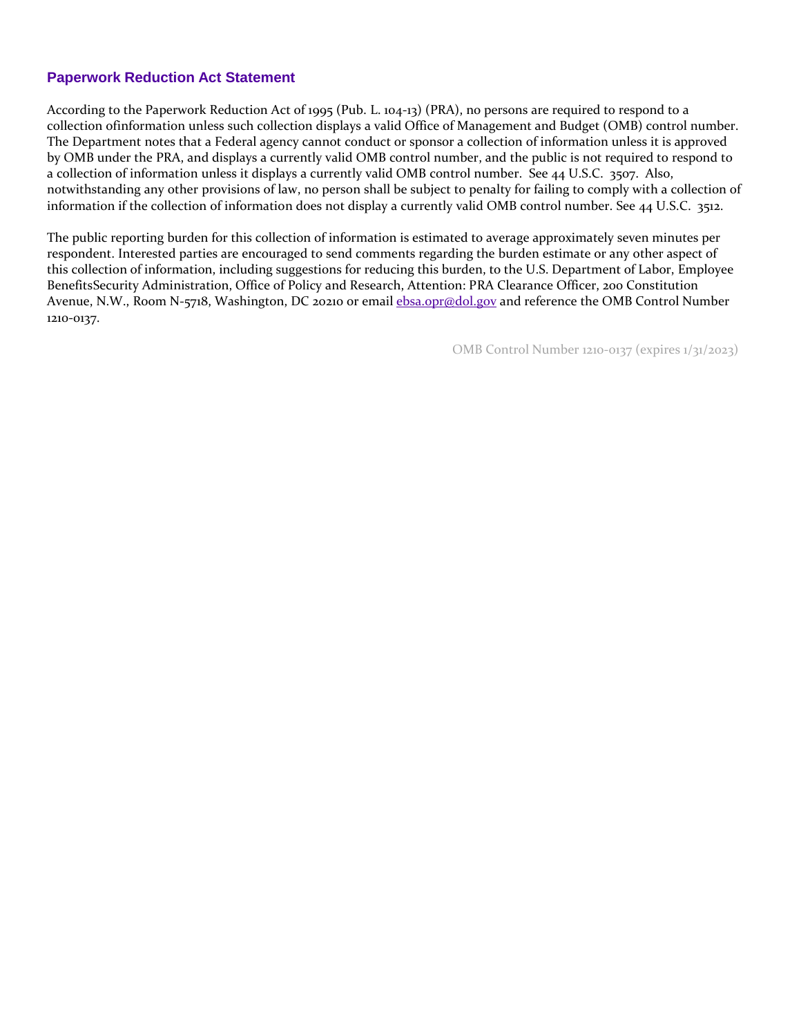## Paperwork Reduction Act Statement

According to the Paperwork Reduction Act of 1995 (Pub. L. 104-13) (PRA), no persons are required to respond to a collection ofinformation unless such collection displays a valid Office of Management and Budget (OMB) control number. The Department notes that a Federal agency cannot conduct or sponsor a collection of information unless it is approved by OMB under the PRA, and displays a currently valid OMB control number, and the public is not required to respond to a collection of information unless it displays a currently valid OMB control number. See 44 U.S.C. 3507. Also, notwithstanding any other provisions of law, no person shall be subject to penalty for failing to comply with a collection of information if the collection of information does not display a currently valid OMB control number. See 44 U.S.C. 3512.

The public reporting burden for this collection of information is estimated to average approximately seven minutes per respondent. Interested parties are encouraged to send comments regarding the burden estimate or any other aspect of this collection of information, including suggestions for reducing this burden, to the U.S. Department of Labor, Employee BenefitsSecurity Administration, Office of Policy and Research, Attention: PRA Clearance Officer, 200 Constitution Avenue, N.W., Room N-5718, Washington, DC 20210 or email ebsa.opr@dol.gov and reference the OMB Control Number 1210-0137.

OMB Control Number 1210-0137 (expires 1/31/2023)